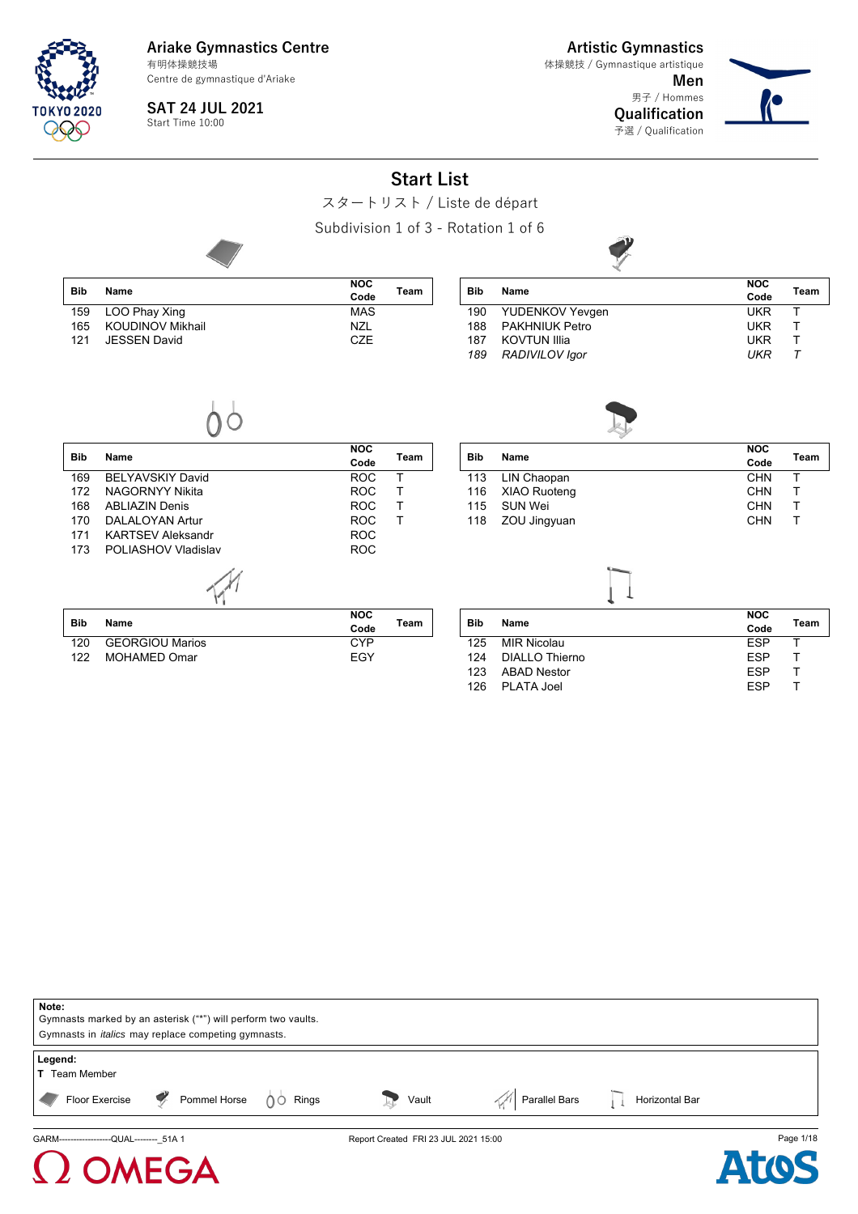Ariake Gymnastics Centre
有明体操競技場
Centre de gymnastique d'Ariake

SAT 24 JUL 2021
Start Time 10:00

Artistic Gymnastics
体操競技 / Gymnastique artistique
Men
男子 / Hommes
Qualification
予選 / Qualification

# Start List

スタートリスト / Liste de départ

Subdivision 1 of 3 - Rotation 1 of 6

### Floor Exercise

| Bib | Name | NOC Code | Team |
|---|---|---|---|
| 159 | LOO Phay Xing | MAS | |
| 165 | KOUDINOV Mikhail | NZL | |
| 121 | JESSEN David | CZE | |

### Pommel Horse

| Bib | Name | NOC Code | Team |
|---|---|---|---|
| 190 | YUDENKOV Yevgen | UKR | T |
| 188 | PAKHNIUK Petro | UKR | T |
| 187 | KOVTUN Illia | UKR | T |
| *189* | *RADIVILOV Igor* | *UKR* | *T* |

### Rings

| Bib | Name | NOC Code | Team |
|---|---|---|---|
| 169 | BELYAVSKIY David | ROC | T |
| 172 | NAGORNYY Nikita | ROC | T |
| 168 | ABLIAZIN Denis | ROC | T |
| 170 | DALALOYAN Artur | ROC | T |
| 171 | KARTSEV Aleksandr | ROC | |
| 173 | POLIASHOV Vladislav | ROC | |

### Vault

| Bib | Name | NOC Code | Team |
|---|---|---|---|
| 113 | LIN Chaopan | CHN | T |
| 116 | XIAO Ruoteng | CHN | T |
| 115 | SUN Wei | CHN | T |
| 118 | ZOU Jingyuan | CHN | T |

### Parallel Bars

| Bib | Name | NOC Code | Team |
|---|---|---|---|
| 120 | GEORGIOU Marios | CYP | |
| 122 | MOHAMED Omar | EGY | |

### Horizontal Bar

| Bib | Name | NOC Code | Team |
|---|---|---|---|
| 125 | MIR Nicolau | ESP | T |
| 124 | DIALLO Thierno | ESP | T |
| 123 | ABAD Nestor | ESP | T |
| 126 | PLATA Joel | ESP | T |

**Note:**
Gymnasts marked by an asterisk ("*") will perform two vaults.
Gymnasts in *italics* may replace competing gymnasts.

**Legend:**
**T** Team Member
Floor Exercise · Pommel Horse · Rings · Vault · Parallel Bars · Horizontal Bar

GARM-------------------QUAL--------_51A 1 Report Created FRI 23 JUL 2021 15:00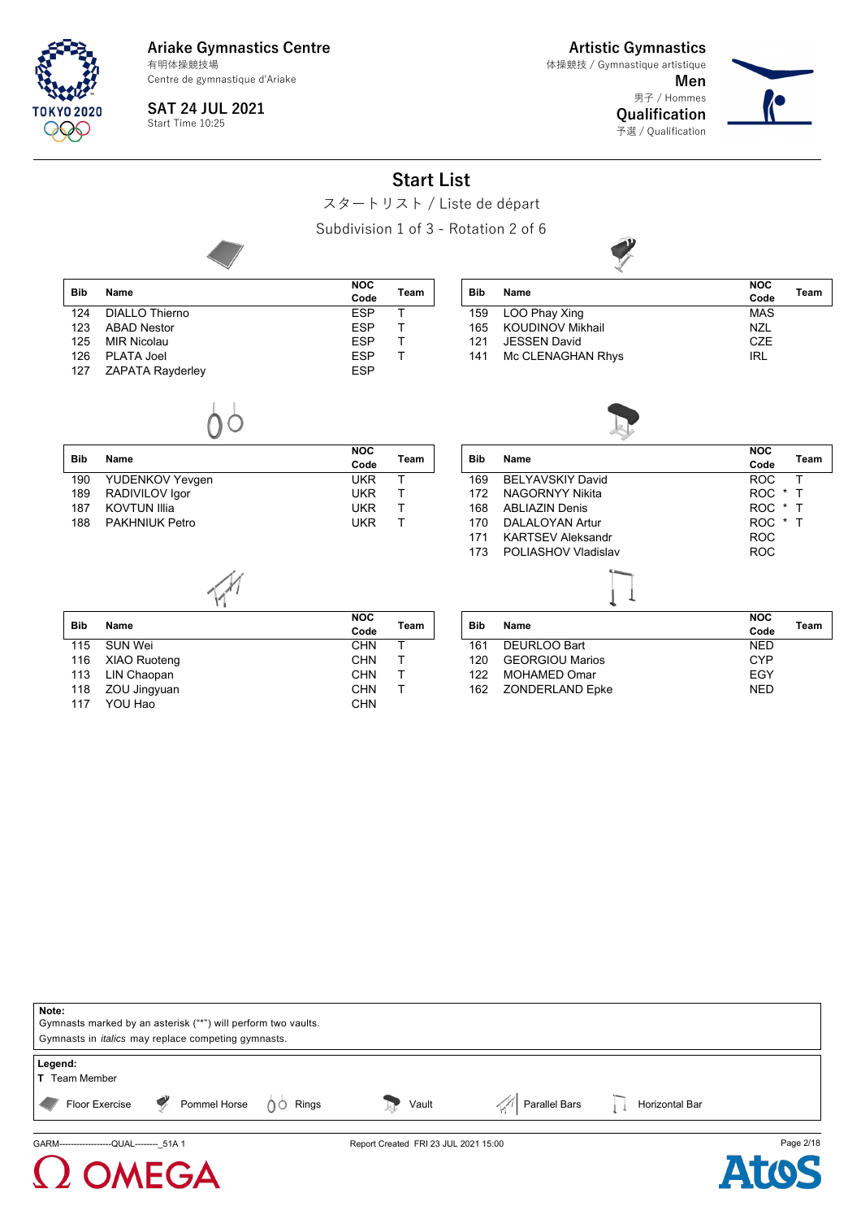Ariake Gymnastics Centre
有明体操競技場
Centre de gymnastique d'Ariake

SAT 24 JUL 2021
Start Time 10:25

Artistic Gymnastics
体操競技 / Gymnastique artistique
Men
男子 / Hommes
Qualification
予選 / Qualification

# Start List

スタートリスト / Liste de départ

Subdivision 1 of 3 - Rotation 2 of 6

**Floor Exercise**

| Bib | Name | NOC Code | Team |
|---|---|---|---|
| 124 | DIALLO Thierno | ESP | T |
| 123 | ABAD Nestor | ESP | T |
| 125 | MIR Nicolau | ESP | T |
| 126 | PLATA Joel | ESP | T |
| 127 | ZAPATA Rayderley | ESP | |

**Pommel Horse**

| Bib | Name | NOC Code | Team |
|---|---|---|---|
| 159 | LOO Phay Xing | MAS | |
| 165 | KOUDINOV Mikhail | NZL | |
| 121 | JESSEN David | CZE | |
| 141 | Mc CLENAGHAN Rhys | IRL | |

**Rings**

| Bib | Name | NOC Code | Team |
|---|---|---|---|
| 190 | YUDENKOV Yevgen | UKR | T |
| 189 | RADIVILOV Igor | UKR | T |
| 187 | KOVTUN Illia | UKR | T |
| 188 | PAKHNIUK Petro | UKR | T |

**Vault**

| Bib | Name | NOC Code | Team |
|---|---|---|---|
| 169 | BELYAVSKIY David | ROC | T |
| 172 | NAGORNYY Nikita | ROC * | T |
| 168 | ABLIAZIN Denis | ROC * | T |
| 170 | DALALOYAN Artur | ROC * | T |
| 171 | KARTSEV Aleksandr | ROC | |
| 173 | POLIASHOV Vladislav | ROC | |

**Parallel Bars**

| Bib | Name | NOC Code | Team |
|---|---|---|---|
| 115 | SUN Wei | CHN | T |
| 116 | XIAO Ruoteng | CHN | T |
| 113 | LIN Chaopan | CHN | T |
| 118 | ZOU Jingyuan | CHN | T |
| 117 | YOU Hao | CHN | |

**Horizontal Bar**

| Bib | Name | NOC Code | Team |
|---|---|---|---|
| 161 | DEURLOO Bart | NED | |
| 120 | GEORGIOU Marios | CYP | |
| 122 | MOHAMED Omar | EGY | |
| 162 | ZONDERLAND Epke | NED | |

**Note:**
Gymnasts marked by an asterisk ("*") will perform two vaults.
Gymnasts in *italics* may replace competing gymnasts.

**Legend:**
T Team Member

Floor Exercise, Pommel Horse, Rings, Vault, Parallel Bars, Horizontal Bar

GARM-------------------QUAL--------_51A 1 Report Created FRI 23 JUL 2021 15:00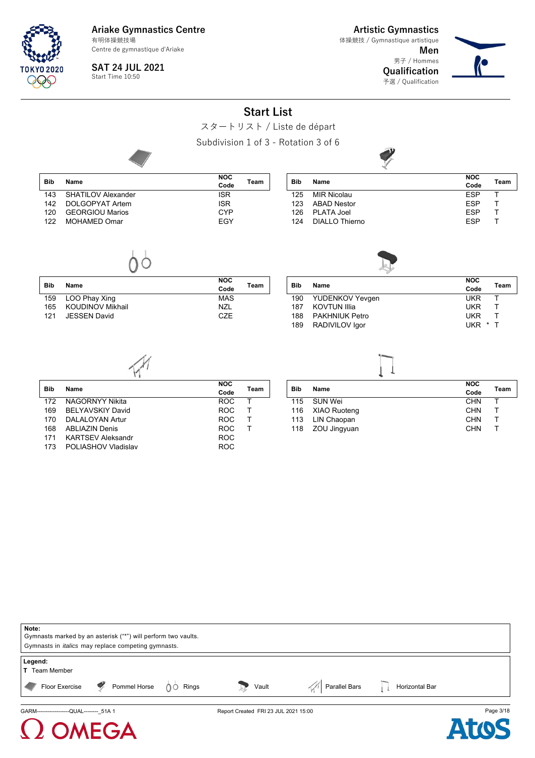Ariake Gymnastics Centre
有明体操競技場
Centre de gymnastique d'Ariake

SAT 24 JUL 2021
Start Time 10:50

Artistic Gymnastics
体操競技 / Gymnastique artistique
**Men**
男子 / Hommes
**Qualification**
予選 / Qualification

# Start List

スタートリスト / Liste de départ

Subdivision 1 of 3 - Rotation 3 of 6

### Floor Exercise

| Bib | Name | NOC Code | Team |
|---|---|---|---|
| 143 | SHATILOV Alexander | ISR | |
| 142 | DOLGOPYAT Artem | ISR | |
| 120 | GEORGIOU Marios | CYP | |
| 122 | MOHAMED Omar | EGY | |

### Pommel Horse

| Bib | Name | NOC Code | Team |
|---|---|---|---|
| 125 | MIR Nicolau | ESP | T |
| 123 | ABAD Nestor | ESP | T |
| 126 | PLATA Joel | ESP | T |
| 124 | DIALLO Thierno | ESP | T |

### Rings

| Bib | Name | NOC Code | Team |
|---|---|---|---|
| 159 | LOO Phay Xing | MAS | |
| 165 | KOUDINOV Mikhail | NZL | |
| 121 | JESSEN David | CZE | |

### Vault

| Bib | Name | NOC Code | Team |
|---|---|---|---|
| 190 | YUDENKOV Yevgen | UKR | T |
| 187 | KOVTUN Illia | UKR | T |
| 188 | PAKHNIUK Petro | UKR | T |
| 189 | RADIVILOV Igor | UKR * | T |

### Parallel Bars

| Bib | Name | NOC Code | Team |
|---|---|---|---|
| 172 | NAGORNYY Nikita | ROC | T |
| 169 | BELYAVSKIY David | ROC | T |
| 170 | DALALOYAN Artur | ROC | T |
| 168 | ABLIAZIN Denis | ROC | T |
| 171 | KARTSEV Aleksandr | ROC | |
| 173 | POLIASHOV Vladislav | ROC | |

### Horizontal Bar

| Bib | Name | NOC Code | Team |
|---|---|---|---|
| 115 | SUN Wei | CHN | T |
| 116 | XIAO Ruoteng | CHN | T |
| 113 | LIN Chaopan | CHN | T |
| 118 | ZOU Jingyuan | CHN | T |

**Note:**
Gymnasts marked by an asterisk ("*") will perform two vaults.
Gymnasts in *italics* may replace competing gymnasts.

**Legend:**
**T** Team Member
Floor Exercise | Pommel Horse | Rings | Vault | Parallel Bars | Horizontal Bar

GARM------------------QUAL--------_51A 1 — Report Created FRI 23 JUL 2021 15:00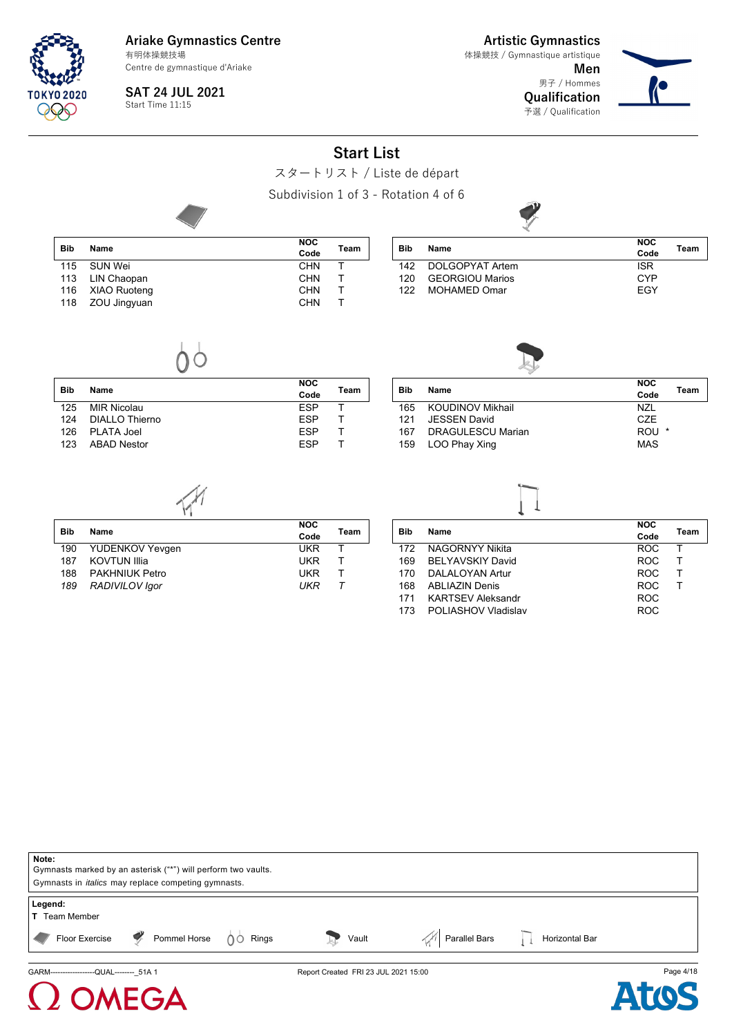Ariake Gymnastics Centre
有明体操競技場
Centre de gymnastique d'Ariake

SAT 24 JUL 2021
Start Time 11:15

Artistic Gymnastics
体操競技 / Gymnastique artistique
**Men**
男子 / Hommes
**Qualification**
予選 / Qualification

# Start List

スタートリスト / Liste de départ

Subdivision 1 of 3 - Rotation 4 of 6

### Floor Exercise

| Bib | Name | NOC Code | Team |
|---|---|---|---|
| 115 | SUN Wei | CHN | T |
| 113 | LIN Chaopan | CHN | T |
| 116 | XIAO Ruoteng | CHN | T |
| 118 | ZOU Jingyuan | CHN | T |

### Pommel Horse

| Bib | Name | NOC Code | Team |
|---|---|---|---|
| 142 | DOLGOPYAT Artem | ISR | |
| 120 | GEORGIOU Marios | CYP | |
| 122 | MOHAMED Omar | EGY | |

### Rings

| Bib | Name | NOC Code | Team |
|---|---|---|---|
| 125 | MIR Nicolau | ESP | T |
| 124 | DIALLO Thierno | ESP | T |
| 126 | PLATA Joel | ESP | T |
| 123 | ABAD Nestor | ESP | T |

### Vault

| Bib | Name | NOC Code | Team |
|---|---|---|---|
| 165 | KOUDINOV Mikhail | NZL | |
| 121 | JESSEN David | CZE | |
| 167 | DRAGULESCU Marian | ROU * | |
| 159 | LOO Phay Xing | MAS | |

### Parallel Bars

| Bib | Name | NOC Code | Team |
|---|---|---|---|
| 190 | YUDENKOV Yevgen | UKR | T |
| 187 | KOVTUN Illia | UKR | T |
| 188 | PAKHNIUK Petro | UKR | T |
| *189* | *RADIVILOV Igor* | *UKR* | *T* |

### Horizontal Bar

| Bib | Name | NOC Code | Team |
|---|---|---|---|
| 172 | NAGORNYY Nikita | ROC | T |
| 169 | BELYAVSKIY David | ROC | T |
| 170 | DALALOYAN Artur | ROC | T |
| 168 | ABLIAZIN Denis | ROC | T |
| 171 | KARTSEV Aleksandr | ROC | |
| 173 | POLIASHOV Vladislav | ROC | |

**Note:**
Gymnasts marked by an asterisk ("*") will perform two vaults.
Gymnasts in *italics* may replace competing gymnasts.

**Legend:**
**T** Team Member
Floor Exercise · Pommel Horse · Rings · Vault · Parallel Bars · Horizontal Bar

GARM------------------QUAL--------_51A 1 Report Created FRI 23 JUL 2021 15:00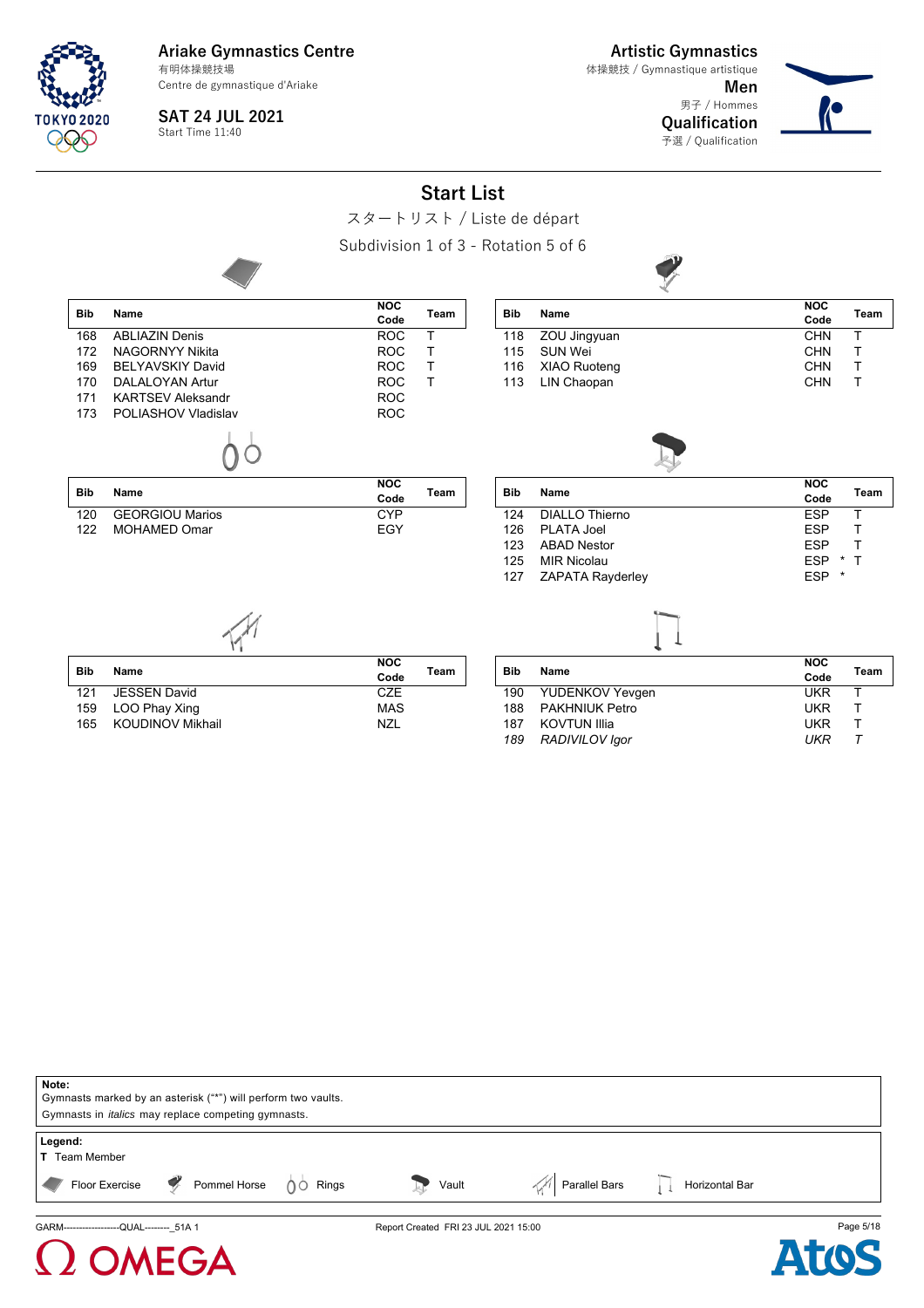Ariake Gymnastics Centre
有明体操競技場
Centre de gymnastique d'Ariake

SAT 24 JUL 2021
Start Time 11:40

Artistic Gymnastics
体操競技 / Gymnastique artistique
**Men**
男子 / Hommes
**Qualification**
予選 / Qualification

# Start List

スタートリスト / Liste de départ

Subdivision 1 of 3 - Rotation 5 of 6

### Floor Exercise

| Bib | Name | NOC Code | Team |
|---|---|---|---|
| 168 | ABLIAZIN Denis | ROC | T |
| 172 | NAGORNYY Nikita | ROC | T |
| 169 | BELYAVSKIY David | ROC | T |
| 170 | DALALOYAN Artur | ROC | T |
| 171 | KARTSEV Aleksandr | ROC | |
| 173 | POLIASHOV Vladislav | ROC | |

### Pommel Horse

| Bib | Name | NOC Code | Team |
|---|---|---|---|
| 118 | ZOU Jingyuan | CHN | T |
| 115 | SUN Wei | CHN | T |
| 116 | XIAO Ruoteng | CHN | T |
| 113 | LIN Chaopan | CHN | T |

### Rings

| Bib | Name | NOC Code | Team |
|---|---|---|---|
| 120 | GEORGIOU Marios | CYP | |
| 122 | MOHAMED Omar | EGY | |

### Vault

| Bib | Name | NOC Code | Team |
|---|---|---|---|
| 124 | DIALLO Thierno | ESP | T |
| 126 | PLATA Joel | ESP | T |
| 123 | ABAD Nestor | ESP | T |
| 125 | MIR Nicolau | ESP * | T |
| 127 | ZAPATA Rayderley | ESP * | |

### Parallel Bars

| Bib | Name | NOC Code | Team |
|---|---|---|---|
| 121 | JESSEN David | CZE | |
| 159 | LOO Phay Xing | MAS | |
| 165 | KOUDINOV Mikhail | NZL | |

### Horizontal Bar

| Bib | Name | NOC Code | Team |
|---|---|---|---|
| 190 | YUDENKOV Yevgen | UKR | T |
| 188 | PAKHNIUK Petro | UKR | T |
| 187 | KOVTUN Illia | UKR | T |
| *189* | *RADIVILOV Igor* | *UKR* | *T* |

**Note:**
Gymnasts marked by an asterisk ("*") will perform two vaults.
Gymnasts in *italics* may replace competing gymnasts.

**Legend:**
**T** Team Member
Floor Exercise | Pommel Horse | Rings | Vault | Parallel Bars | Horizontal Bar

GARM-------------------QUAL--------_51A 1 Report Created FRI 23 JUL 2021 15:00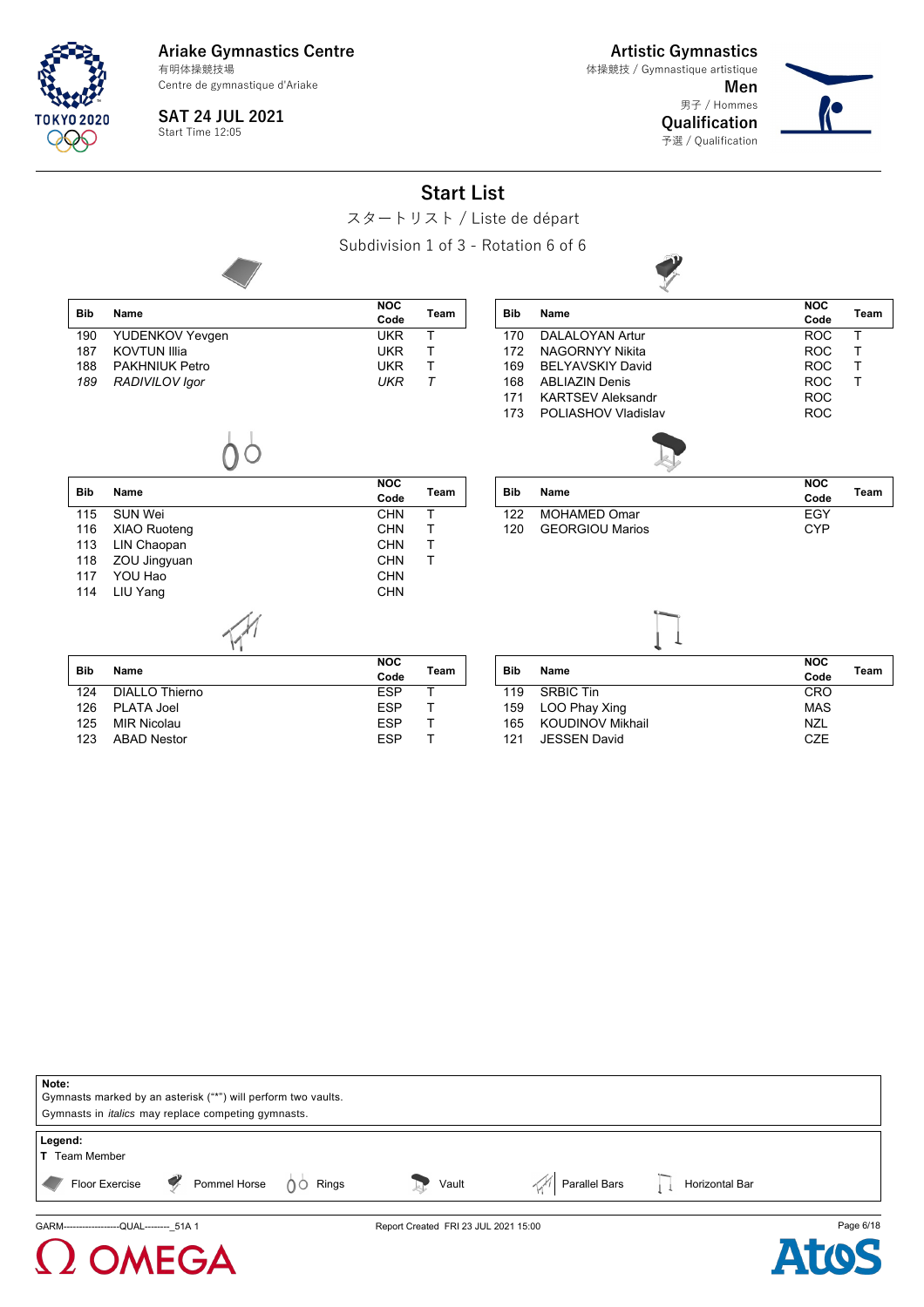Ariake Gymnastics Centre
有明体操競技場
Centre de gymnastique d'Ariake

SAT 24 JUL 2021
Start Time 12:05

Artistic Gymnastics
体操競技 / Gymnastique artistique
Men
男子 / Hommes
Qualification
予選 / Qualification

# Start List

スタートリスト / Liste de départ

Subdivision 1 of 3 - Rotation 6 of 6

**Floor Exercise**

| Bib | Name | NOC Code | Team |
|---|---|---|---|
| 190 | YUDENKOV Yevgen | UKR | T |
| 187 | KOVTUN Illia | UKR | T |
| 188 | PAKHNIUK Petro | UKR | T |
| *189* | *RADIVILOV Igor* | *UKR* | *T* |

**Pommel Horse**

| Bib | Name | NOC Code | Team |
|---|---|---|---|
| 170 | DALALOYAN Artur | ROC | T |
| 172 | NAGORNYY Nikita | ROC | T |
| 169 | BELYAVSKIY David | ROC | T |
| 168 | ABLIAZIN Denis | ROC | T |
| 171 | KARTSEV Aleksandr | ROC | |
| 173 | POLIASHOV Vladislav | ROC | |

**Rings**

| Bib | Name | NOC Code | Team |
|---|---|---|---|
| 115 | SUN Wei | CHN | T |
| 116 | XIAO Ruoteng | CHN | T |
| 113 | LIN Chaopan | CHN | T |
| 118 | ZOU Jingyuan | CHN | T |
| 117 | YOU Hao | CHN | |
| 114 | LIU Yang | CHN | |

**Vault**

| Bib | Name | NOC Code | Team |
|---|---|---|---|
| 122 | MOHAMED Omar | EGY | |
| 120 | GEORGIOU Marios | CYP | |

**Parallel Bars**

| Bib | Name | NOC Code | Team |
|---|---|---|---|
| 124 | DIALLO Thierno | ESP | T |
| 126 | PLATA Joel | ESP | T |
| 125 | MIR Nicolau | ESP | T |
| 123 | ABAD Nestor | ESP | T |

**Horizontal Bar**

| Bib | Name | NOC Code | Team |
|---|---|---|---|
| 119 | SRBIC Tin | CRO | |
| 159 | LOO Phay Xing | MAS | |
| 165 | KOUDINOV Mikhail | NZL | |
| 121 | JESSEN David | CZE | |

**Note:**
Gymnasts marked by an asterisk ("*") will perform two vaults.
Gymnasts in *italics* may replace competing gymnasts.

**Legend:**
T Team Member

Floor Exercise | Pommel Horse | Rings | Vault | Parallel Bars | Horizontal Bar

GARM-------------------QUAL--------_51A 1 Report Created FRI 23 JUL 2021 15:00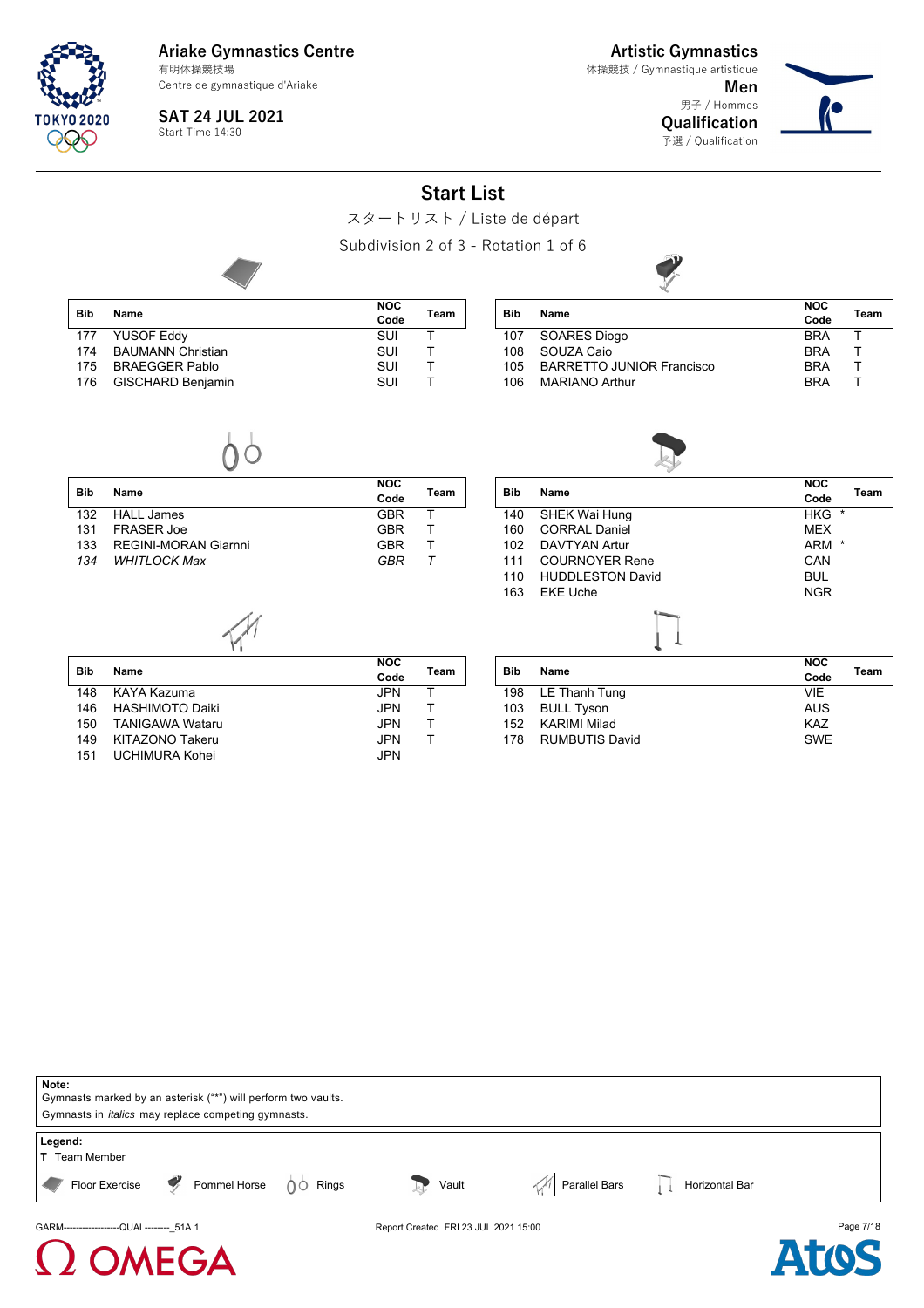**Ariake Gymnastics Centre**
有明体操競技場
Centre de gymnastique d'Ariake

**SAT 24 JUL 2021**
Start Time 14:30

**Artistic Gymnastics**
体操競技 / Gymnastique artistique
**Men**
男子 / Hommes
**Qualification**
予選 / Qualification

# Start List

スタートリスト / Liste de départ

Subdivision 2 of 3 - Rotation 1 of 6

**Floor Exercise**

| Bib | Name | NOC Code | Team |
|---|---|---|---|
| 177 | YUSOF Eddy | SUI | T |
| 174 | BAUMANN Christian | SUI | T |
| 175 | BRAEGGER Pablo | SUI | T |
| 176 | GISCHARD Benjamin | SUI | T |

**Pommel Horse**

| Bib | Name | NOC Code | Team |
|---|---|---|---|
| 107 | SOARES Diogo | BRA | T |
| 108 | SOUZA Caio | BRA | T |
| 105 | BARRETTO JUNIOR Francisco | BRA | T |
| 106 | MARIANO Arthur | BRA | T |

**Rings**

| Bib | Name | NOC Code | Team |
|---|---|---|---|
| 132 | HALL James | GBR | T |
| 131 | FRASER Joe | GBR | T |
| 133 | REGINI-MORAN Giarnni | GBR | T |
| *134* | *WHITLOCK Max* | *GBR* | *T* |

**Vault**

| Bib | Name | NOC Code | Team |
|---|---|---|---|
| 140 | SHEK Wai Hung | HKG * | |
| 160 | CORRAL Daniel | MEX | |
| 102 | DAVTYAN Artur | ARM * | |
| 111 | COURNOYER Rene | CAN | |
| 110 | HUDDLESTON David | BUL | |
| 163 | EKE Uche | NGR | |

**Parallel Bars**

| Bib | Name | NOC Code | Team |
|---|---|---|---|
| 148 | KAYA Kazuma | JPN | T |
| 146 | HASHIMOTO Daiki | JPN | T |
| 150 | TANIGAWA Wataru | JPN | T |
| 149 | KITAZONO Takeru | JPN | T |
| 151 | UCHIMURA Kohei | JPN | |

**Horizontal Bar**

| Bib | Name | NOC Code | Team |
|---|---|---|---|
| 198 | LE Thanh Tung | VIE | |
| 103 | BULL Tyson | AUS | |
| 152 | KARIMI Milad | KAZ | |
| 178 | RUMBUTIS David | SWE | |

**Note:**
Gymnasts marked by an asterisk ("*") will perform two vaults.
Gymnasts in *italics* may replace competing gymnasts.

**Legend:**
**T** Team Member

Floor Exercise | Pommel Horse | Rings | Vault | Parallel Bars | Horizontal Bar

GARM-------------------QUAL--------_51A 1 — Report Created FRI 23 JUL 2021 15:00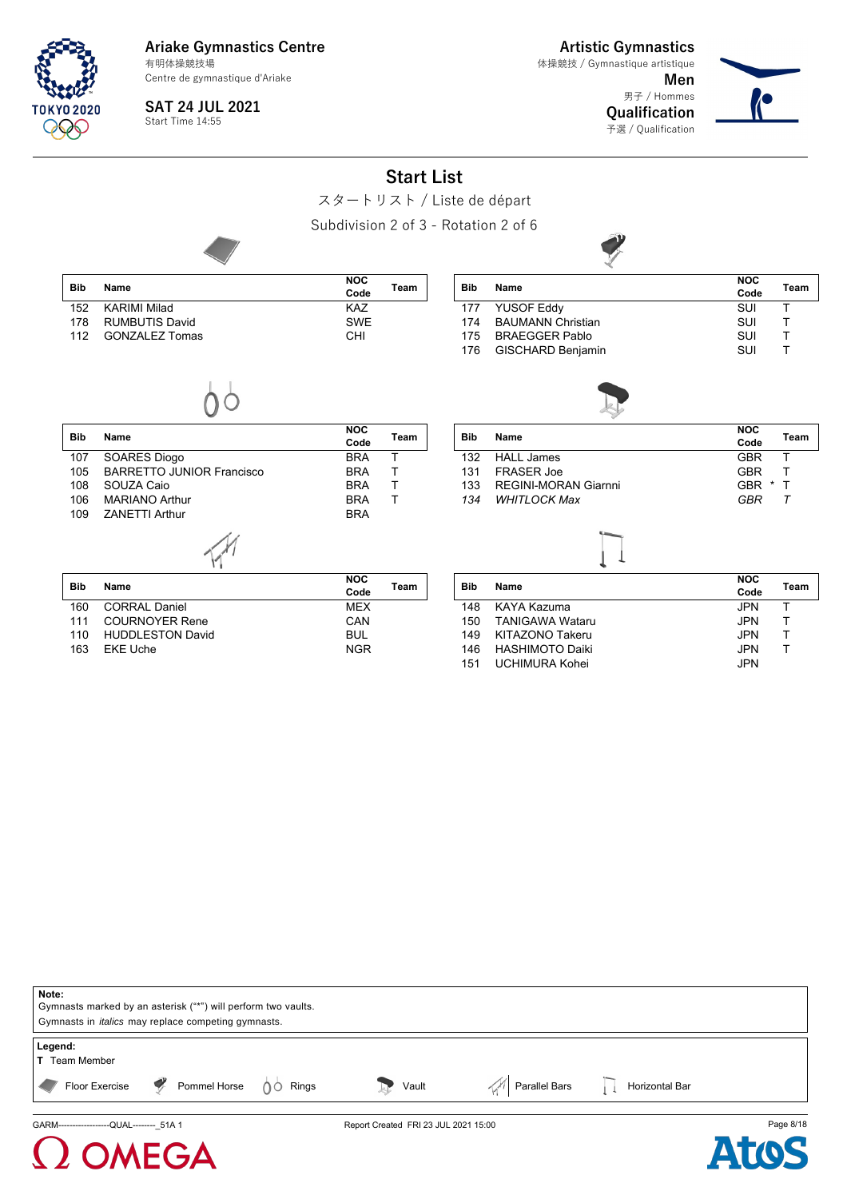Ariake Gymnastics Centre
有明体操競技場
Centre de gymnastique d'Ariake

SAT 24 JUL 2021
Start Time 14:55

Artistic Gymnastics
体操競技 / Gymnastique artistique
Men
男子 / Hommes
Qualification
予選 / Qualification

# Start List

スタートリスト / Liste de départ

Subdivision 2 of 3 - Rotation 2 of 6

### Floor Exercise

| Bib | Name | NOC Code | Team |
|---|---|---|---|
| 152 | KARIMI Milad | KAZ | |
| 178 | RUMBUTIS David | SWE | |
| 112 | GONZALEZ Tomas | CHI | |

### Pommel Horse

| Bib | Name | NOC Code | Team |
|---|---|---|---|
| 177 | YUSOF Eddy | SUI | T |
| 174 | BAUMANN Christian | SUI | T |
| 175 | BRAEGGER Pablo | SUI | T |
| 176 | GISCHARD Benjamin | SUI | T |

### Rings

| Bib | Name | NOC Code | Team |
|---|---|---|---|
| 107 | SOARES Diogo | BRA | T |
| 105 | BARRETTO JUNIOR Francisco | BRA | T |
| 108 | SOUZA Caio | BRA | T |
| 106 | MARIANO Arthur | BRA | T |
| 109 | ZANETTI Arthur | BRA | |

### Vault

| Bib | Name | NOC Code | Team |
|---|---|---|---|
| 132 | HALL James | GBR | T |
| 131 | FRASER Joe | GBR | T |
| 133 | REGINI-MORAN Giarnni | GBR * | T |
| *134* | *WHITLOCK Max* | *GBR* | *T* |

### Parallel Bars

| Bib | Name | NOC Code | Team |
|---|---|---|---|
| 160 | CORRAL Daniel | MEX | |
| 111 | COURNOYER Rene | CAN | |
| 110 | HUDDLESTON David | BUL | |
| 163 | EKE Uche | NGR | |

### Horizontal Bar

| Bib | Name | NOC Code | Team |
|---|---|---|---|
| 148 | KAYA Kazuma | JPN | T |
| 150 | TANIGAWA Wataru | JPN | T |
| 149 | KITAZONO Takeru | JPN | T |
| 146 | HASHIMOTO Daiki | JPN | T |
| 151 | UCHIMURA Kohei | JPN | |

**Note:**
Gymnasts marked by an asterisk ("*") will perform two vaults.
Gymnasts in *italics* may replace competing gymnasts.

**Legend:**
T Team Member
Floor Exercise, Pommel Horse, Rings, Vault, Parallel Bars, Horizontal Bar

GARM-------------------QUAL--------_51A 1 Report Created FRI 23 JUL 2021 15:00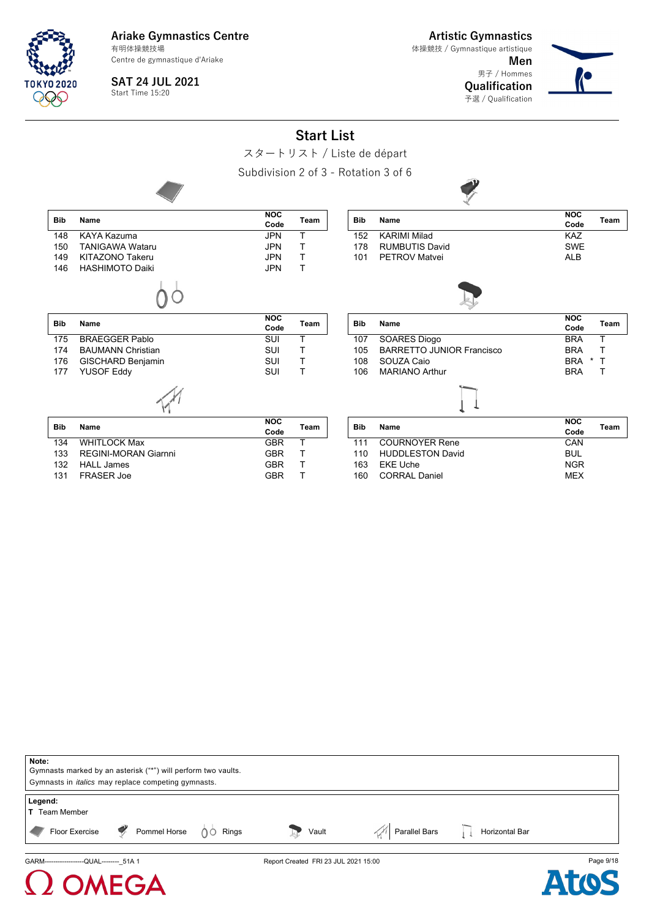# Ariake Gymnastics Centre

有明体操競技場
Centre de gymnastique d'Ariake

**SAT 24 JUL 2021**
Start Time 15:20

**Artistic Gymnastics**
体操競技 / Gymnastique artistique
**Men**
男子 / Hommes
**Qualification**
予選 / Qualification

## Start List

スタートリスト / Liste de départ

Subdivision 2 of 3 - Rotation 3 of 6

### Floor Exercise

| Bib | Name | NOC Code | Team |
|---|---|---|---|
| 148 | KAYA Kazuma | JPN | T |
| 150 | TANIGAWA Wataru | JPN | T |
| 149 | KITAZONO Takeru | JPN | T |
| 146 | HASHIMOTO Daiki | JPN | T |

### Pommel Horse

| Bib | Name | NOC Code | Team |
|---|---|---|---|
| 152 | KARIMI Milad | KAZ | |
| 178 | RUMBUTIS David | SWE | |
| 101 | PETROV Matvei | ALB | |

### Rings

| Bib | Name | NOC Code | Team |
|---|---|---|---|
| 175 | BRAEGGER Pablo | SUI | T |
| 174 | BAUMANN Christian | SUI | T |
| 176 | GISCHARD Benjamin | SUI | T |
| 177 | YUSOF Eddy | SUI | T |

### Vault

| Bib | Name | NOC Code | Team |
|---|---|---|---|
| 107 | SOARES Diogo | BRA | T |
| 105 | BARRETTO JUNIOR Francisco | BRA | T |
| 108 | SOUZA Caio | BRA * | T |
| 106 | MARIANO Arthur | BRA | T |

### Parallel Bars

| Bib | Name | NOC Code | Team |
|---|---|---|---|
| 134 | WHITLOCK Max | GBR | T |
| 133 | REGINI-MORAN Giarnni | GBR | T |
| 132 | HALL James | GBR | T |
| 131 | FRASER Joe | GBR | T |

### Horizontal Bar

| Bib | Name | NOC Code | Team |
|---|---|---|---|
| 111 | COURNOYER Rene | CAN | |
| 110 | HUDDLESTON David | BUL | |
| 163 | EKE Uche | NGR | |
| 160 | CORRAL Daniel | MEX | |

**Note:**
Gymnasts marked by an asterisk ("*") will perform two vaults.
Gymnasts in *italics* may replace competing gymnasts.

**Legend:**
**T** Team Member

Floor Exercise | Pommel Horse | Rings | Vault | Parallel Bars | Horizontal Bar

GARM-------------------QUAL--------_51A 1 | Report Created FRI 23 JUL 2021 15:00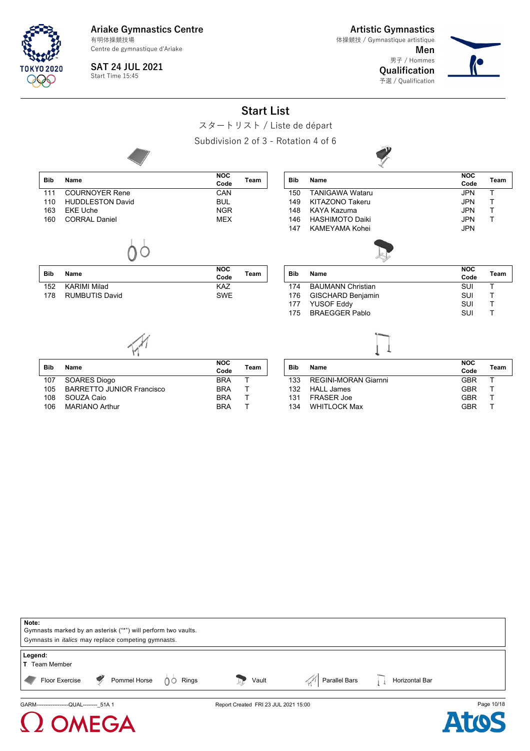Ariake Gymnastics Centre
有明体操競技場
Centre de gymnastique d'Ariake

SAT 24 JUL 2021
Start Time 15:45

Artistic Gymnastics
体操競技 / Gymnastique artistique
Men
男子 / Hommes
Qualification
予選 / Qualification

# Start List

スタートリスト / Liste de départ

Subdivision 2 of 3 - Rotation 4 of 6

**Floor Exercise**

| Bib | Name | NOC Code | Team |
|---|---|---|---|
| 111 | COURNOYER Rene | CAN | |
| 110 | HUDDLESTON David | BUL | |
| 163 | EKE Uche | NGR | |
| 160 | CORRAL Daniel | MEX | |

**Pommel Horse**

| Bib | Name | NOC Code | Team |
|---|---|---|---|
| 150 | TANIGAWA Wataru | JPN | T |
| 149 | KITAZONO Takeru | JPN | T |
| 148 | KAYA Kazuma | JPN | T |
| 146 | HASHIMOTO Daiki | JPN | T |
| 147 | KAMEYAMA Kohei | JPN | |

**Rings**

| Bib | Name | NOC Code | Team |
|---|---|---|---|
| 152 | KARIMI Milad | KAZ | |
| 178 | RUMBUTIS David | SWE | |

**Vault**

| Bib | Name | NOC Code | Team |
|---|---|---|---|
| 174 | BAUMANN Christian | SUI | T |
| 176 | GISCHARD Benjamin | SUI | T |
| 177 | YUSOF Eddy | SUI | T |
| 175 | BRAEGGER Pablo | SUI | T |

**Parallel Bars**

| Bib | Name | NOC Code | Team |
|---|---|---|---|
| 107 | SOARES Diogo | BRA | T |
| 105 | BARRETTO JUNIOR Francisco | BRA | T |
| 108 | SOUZA Caio | BRA | T |
| 106 | MARIANO Arthur | BRA | T |

**Horizontal Bar**

| Bib | Name | NOC Code | Team |
|---|---|---|---|
| 133 | REGINI-MORAN Giarnni | GBR | T |
| 132 | HALL James | GBR | T |
| 131 | FRASER Joe | GBR | T |
| 134 | WHITLOCK Max | GBR | T |

**Note:**
Gymnasts marked by an asterisk ("*") will perform two vaults.
Gymnasts in *italics* may replace competing gymnasts.

**Legend:**
**T** Team Member
Floor Exercise · Pommel Horse · Rings · Vault · Parallel Bars · Horizontal Bar

GARM-------------------QUAL--------_51A 1 Report Created FRI 23 JUL 2021 15:00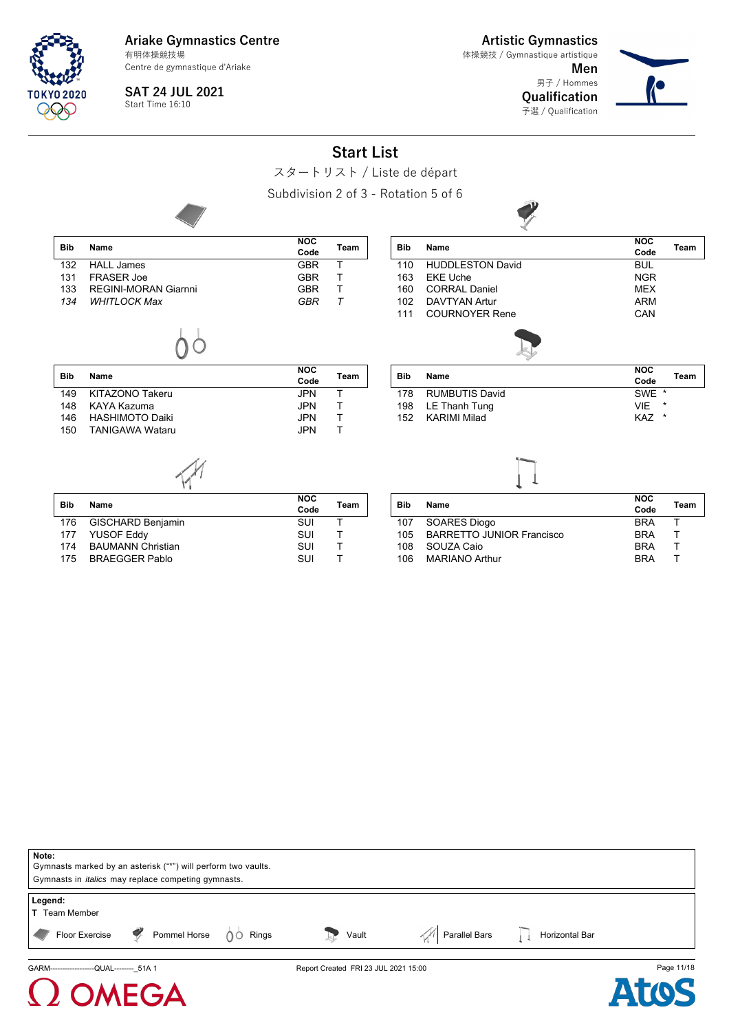Ariake Gymnastics Centre
有明体操競技場
Centre de gymnastique d'Ariake

SAT 24 JUL 2021
Start Time 16:10

Artistic Gymnastics
体操競技 / Gymnastique artistique
**Men**
男子 / Hommes
**Qualification**
予選 / Qualification

# Start List

スタートリスト / Liste de départ

Subdivision 2 of 3 - Rotation 5 of 6

### Floor Exercise

| Bib | Name | NOC Code | Team |
|---|---|---|---|
| 132 | HALL James | GBR | T |
| 131 | FRASER Joe | GBR | T |
| 133 | REGINI-MORAN Giarnni | GBR | T |
| *134* | *WHITLOCK Max* | *GBR* | *T* |

### Pommel Horse

| Bib | Name | NOC Code | Team |
|---|---|---|---|
| 110 | HUDDLESTON David | BUL | |
| 163 | EKE Uche | NGR | |
| 160 | CORRAL Daniel | MEX | |
| 102 | DAVTYAN Artur | ARM | |
| 111 | COURNOYER Rene | CAN | |

### Rings

| Bib | Name | NOC Code | Team |
|---|---|---|---|
| 149 | KITAZONO Takeru | JPN | T |
| 148 | KAYA Kazuma | JPN | T |
| 146 | HASHIMOTO Daiki | JPN | T |
| 150 | TANIGAWA Wataru | JPN | T |

### Vault

| Bib | Name | NOC Code | Team |
|---|---|---|---|
| 178 | RUMBUTIS David | SWE * | |
| 198 | LE Thanh Tung | VIE * | |
| 152 | KARIMI Milad | KAZ * | |

### Parallel Bars

| Bib | Name | NOC Code | Team |
|---|---|---|---|
| 176 | GISCHARD Benjamin | SUI | T |
| 177 | YUSOF Eddy | SUI | T |
| 174 | BAUMANN Christian | SUI | T |
| 175 | BRAEGGER Pablo | SUI | T |

### Horizontal Bar

| Bib | Name | NOC Code | Team |
|---|---|---|---|
| 107 | SOARES Diogo | BRA | T |
| 105 | BARRETTO JUNIOR Francisco | BRA | T |
| 108 | SOUZA Caio | BRA | T |
| 106 | MARIANO Arthur | BRA | T |

**Note:**
Gymnasts marked by an asterisk ("*") will perform two vaults.
Gymnasts in *italics* may replace competing gymnasts.

**Legend:**
**T** Team Member
Floor Exercise, Pommel Horse, Rings, Vault, Parallel Bars, Horizontal Bar

GARM-------------------QUAL--------_51A 1 Report Created FRI 23 JUL 2021 15:00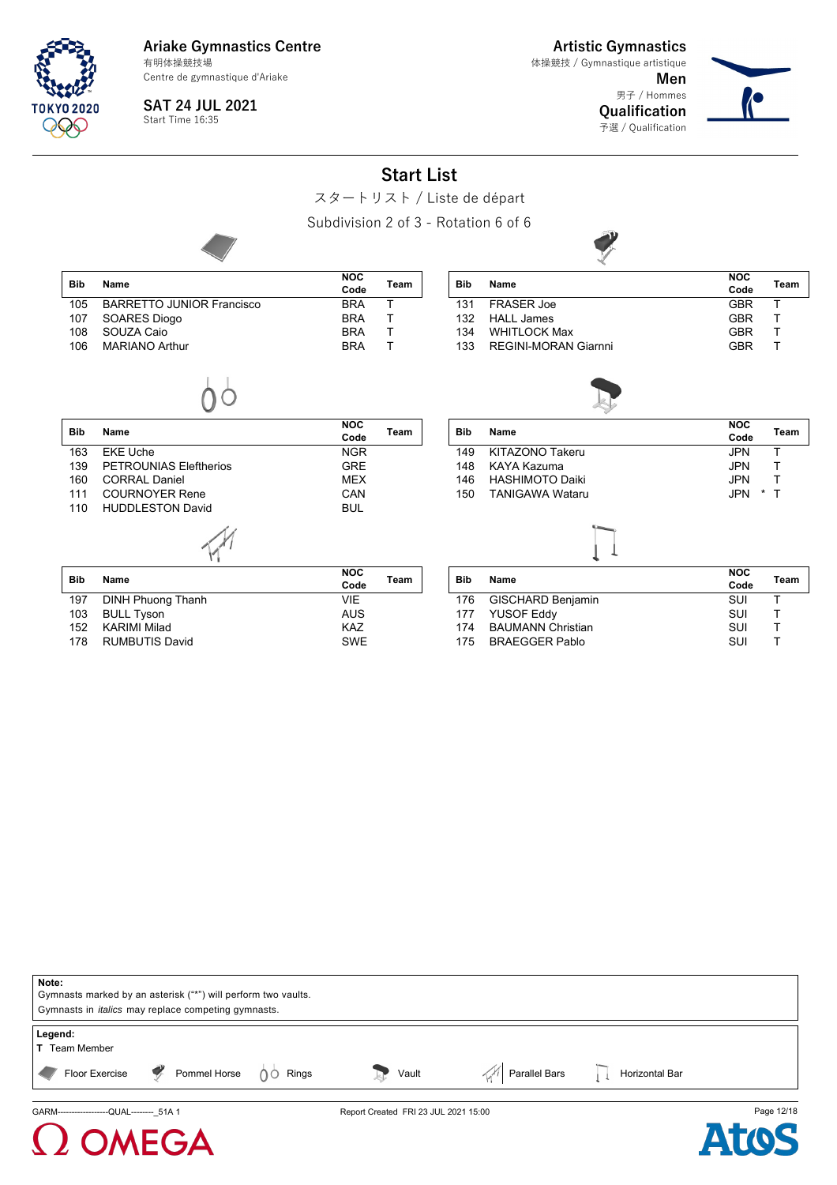Ariake Gymnastics Centre
有明体操競技場
Centre de gymnastique d'Ariake

SAT 24 JUL 2021
Start Time 16:35

Artistic Gymnastics
体操競技 / Gymnastique artistique
Men
男子 / Hommes
Qualification
予選 / Qualification

# Start List

スタートリスト / Liste de départ

Subdivision 2 of 3 - Rotation 6 of 6

**Floor Exercise**

| Bib | Name | NOC Code | Team |
|---|---|---|---|
| 105 | BARRETTO JUNIOR Francisco | BRA | T |
| 107 | SOARES Diogo | BRA | T |
| 108 | SOUZA Caio | BRA | T |
| 106 | MARIANO Arthur | BRA | T |

**Pommel Horse**

| Bib | Name | NOC Code | Team |
|---|---|---|---|
| 131 | FRASER Joe | GBR | T |
| 132 | HALL James | GBR | T |
| 134 | WHITLOCK Max | GBR | T |
| 133 | REGINI-MORAN Giarnni | GBR | T |

**Rings**

| Bib | Name | NOC Code | Team |
|---|---|---|---|
| 163 | EKE Uche | NGR | |
| 139 | PETROUNIAS Eleftherios | GRE | |
| 160 | CORRAL Daniel | MEX | |
| 111 | COURNOYER Rene | CAN | |
| 110 | HUDDLESTON David | BUL | |

**Vault**

| Bib | Name | NOC Code | Team |
|---|---|---|---|
| 149 | KITAZONO Takeru | JPN | T |
| 148 | KAYA Kazuma | JPN | T |
| 146 | HASHIMOTO Daiki | JPN | T |
| 150 | TANIGAWA Wataru | JPN * | T |

**Parallel Bars**

| Bib | Name | NOC Code | Team |
|---|---|---|---|
| 197 | DINH Phuong Thanh | VIE | |
| 103 | BULL Tyson | AUS | |
| 152 | KARIMI Milad | KAZ | |
| 178 | RUMBUTIS David | SWE | |

**Horizontal Bar**

| Bib | Name | NOC Code | Team |
|---|---|---|---|
| 176 | GISCHARD Benjamin | SUI | T |
| 177 | YUSOF Eddy | SUI | T |
| 174 | BAUMANN Christian | SUI | T |
| 175 | BRAEGGER Pablo | SUI | T |

**Note:**
Gymnasts marked by an asterisk ("*") will perform two vaults.
Gymnasts in *italics* may replace competing gymnasts.

**Legend:**
**T** Team Member
Floor Exercise, Pommel Horse, Rings, Vault, Parallel Bars, Horizontal Bar

GARM-------------------QUAL--------_51A 1 Report Created FRI 23 JUL 2021 15:00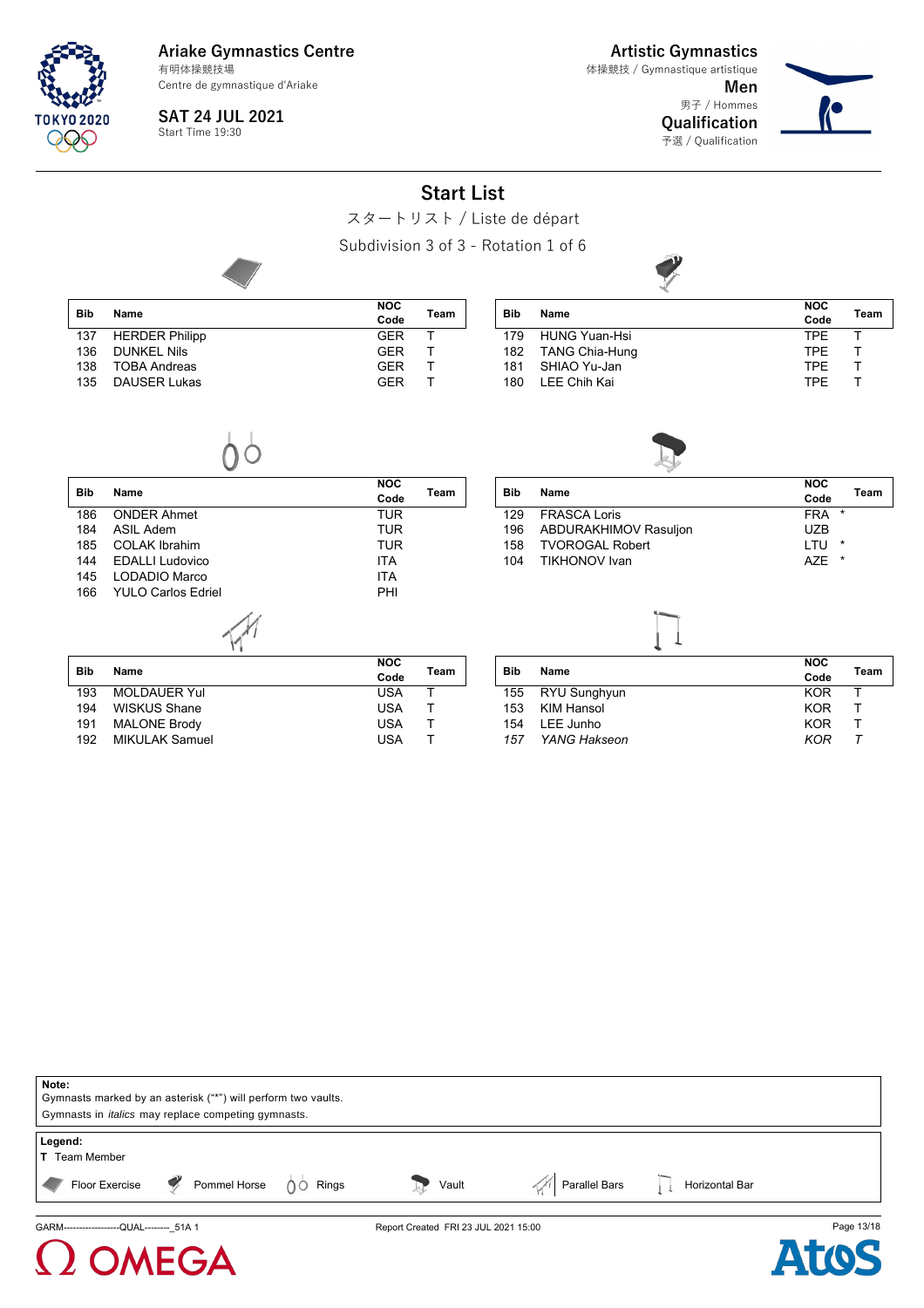Ariake Gymnastics Centre
有明体操競技場
Centre de gymnastique d'Ariake

SAT 24 JUL 2021
Start Time 19:30

Artistic Gymnastics
体操競技 / Gymnastique artistique
Men
男子 / Hommes
Qualification
予選 / Qualification

# Start List

スタートリスト / Liste de départ

Subdivision 3 of 3 - Rotation 1 of 6

**Floor Exercise**

| Bib | Name | NOC Code | Team |
|---|---|---|---|
| 137 | HERDER Philipp | GER | T |
| 136 | DUNKEL Nils | GER | T |
| 138 | TOBA Andreas | GER | T |
| 135 | DAUSER Lukas | GER | T |

**Pommel Horse**

| Bib | Name | NOC Code | Team |
|---|---|---|---|
| 179 | HUNG Yuan-Hsi | TPE | T |
| 182 | TANG Chia-Hung | TPE | T |
| 181 | SHIAO Yu-Jan | TPE | T |
| 180 | LEE Chih Kai | TPE | T |

**Rings**

| Bib | Name | NOC Code | Team |
|---|---|---|---|
| 186 | ONDER Ahmet | TUR | |
| 184 | ASIL Adem | TUR | |
| 185 | COLAK Ibrahim | TUR | |
| 144 | EDALLI Ludovico | ITA | |
| 145 | LODADIO Marco | ITA | |
| 166 | YULO Carlos Edriel | PHI | |

**Vault**

| Bib | Name | NOC Code | Team |
|---|---|---|---|
| 129 | FRASCA Loris | FRA * | |
| 196 | ABDURAKHIMOV Rasuljon | UZB | |
| 158 | TVOROGAL Robert | LTU * | |
| 104 | TIKHONOV Ivan | AZE * | |

**Parallel Bars**

| Bib | Name | NOC Code | Team |
|---|---|---|---|
| 193 | MOLDAUER Yul | USA | T |
| 194 | WISKUS Shane | USA | T |
| 191 | MALONE Brody | USA | T |
| 192 | MIKULAK Samuel | USA | T |

**Horizontal Bar**

| Bib | Name | NOC Code | Team |
|---|---|---|---|
| 155 | RYU Sunghyun | KOR | T |
| 153 | KIM Hansol | KOR | T |
| 154 | LEE Junho | KOR | T |
| *157* | *YANG Hakseon* | *KOR* | *T* |

**Note:**
Gymnasts marked by an asterisk ("*") will perform two vaults.
Gymnasts in *italics* may replace competing gymnasts.

**Legend:**
**T** Team Member

Floor Exercise | Pommel Horse | Rings | Vault | Parallel Bars | Horizontal Bar

GARM-------------------QUAL--------_51A 1 | Report Created FRI 23 JUL 2021 15:00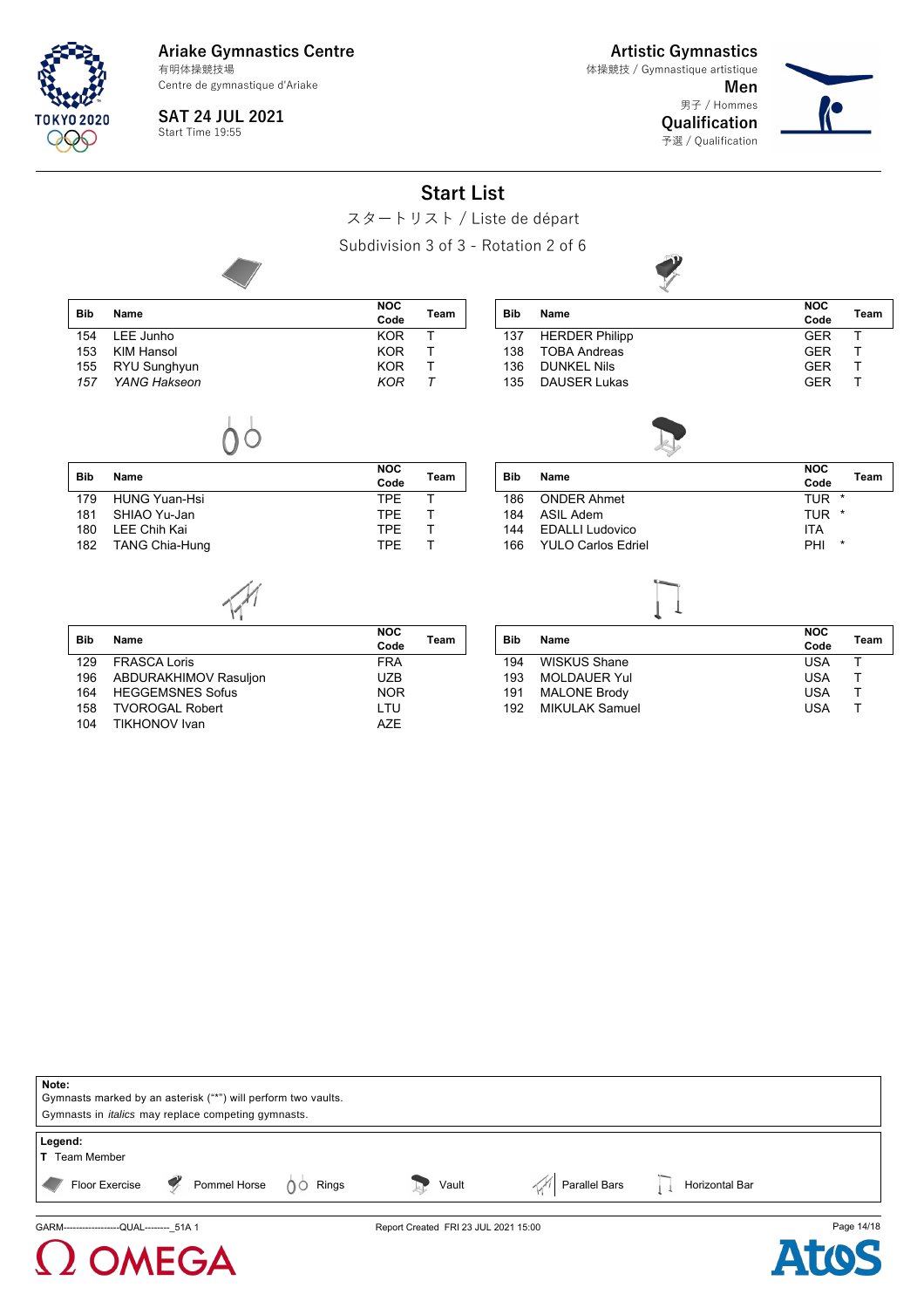Ariake Gymnastics Centre
有明体操競技場
Centre de gymnastique d'Ariake

SAT 24 JUL 2021
Start Time 19:55

Artistic Gymnastics
体操競技 / Gymnastique artistique
**Men**
男子 / Hommes
**Qualification**
予選 / Qualification

# Start List

スタートリスト / Liste de départ

Subdivision 3 of 3 - Rotation 2 of 6

**Floor Exercise**

| Bib | Name | NOC Code | Team |
|---|---|---|---|
| 154 | LEE Junho | KOR | T |
| 153 | KIM Hansol | KOR | T |
| 155 | RYU Sunghyun | KOR | T |
| *157* | *YANG Hakseon* | *KOR* | *T* |

**Pommel Horse**

| Bib | Name | NOC Code | Team |
|---|---|---|---|
| 137 | HERDER Philipp | GER | T |
| 138 | TOBA Andreas | GER | T |
| 136 | DUNKEL Nils | GER | T |
| 135 | DAUSER Lukas | GER | T |

**Rings**

| Bib | Name | NOC Code | Team |
|---|---|---|---|
| 179 | HUNG Yuan-Hsi | TPE | T |
| 181 | SHIAO Yu-Jan | TPE | T |
| 180 | LEE Chih Kai | TPE | T |
| 182 | TANG Chia-Hung | TPE | T |

**Vault**

| Bib | Name | NOC Code | Team |
|---|---|---|---|
| 186 | ONDER Ahmet | TUR * | |
| 184 | ASIL Adem | TUR * | |
| 144 | EDALLI Ludovico | ITA | |
| 166 | YULO Carlos Edriel | PHI * | |

**Parallel Bars**

| Bib | Name | NOC Code | Team |
|---|---|---|---|
| 129 | FRASCA Loris | FRA | |
| 196 | ABDURAKHIMOV Rasuljon | UZB | |
| 164 | HEGGEMSNES Sofus | NOR | |
| 158 | TVOROGAL Robert | LTU | |
| 104 | TIKHONOV Ivan | AZE | |

**Horizontal Bar**

| Bib | Name | NOC Code | Team |
|---|---|---|---|
| 194 | WISKUS Shane | USA | T |
| 193 | MOLDAUER Yul | USA | T |
| 191 | MALONE Brody | USA | T |
| 192 | MIKULAK Samuel | USA | T |

**Note:**
Gymnasts marked by an asterisk ("*") will perform two vaults.
Gymnasts in *italics* may replace competing gymnasts.

**Legend:**
**T** Team Member

Floor Exercise | Pommel Horse | Rings | Vault | Parallel Bars | Horizontal Bar

GARM-------------------QUAL--------_51A 1 Report Created FRI 23 JUL 2021 15:00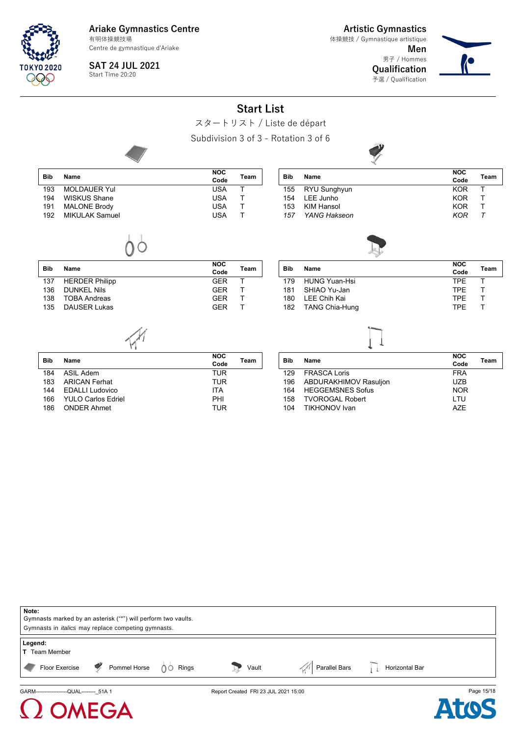Ariake Gymnastics Centre
有明体操競技場
Centre de gymnastique d'Ariake

SAT 24 JUL 2021
Start Time 20:20

Artistic Gymnastics
体操競技 / Gymnastique artistique
Men
男子 / Hommes
Qualification
予選 / Qualification

# Start List

スタートリスト / Liste de départ

Subdivision 3 of 3 - Rotation 3 of 6

**Floor Exercise**

| Bib | Name | NOC Code | Team |
|---|---|---|---|
| 193 | MOLDAUER Yul | USA | T |
| 194 | WISKUS Shane | USA | T |
| 191 | MALONE Brody | USA | T |
| 192 | MIKULAK Samuel | USA | T |

**Pommel Horse**

| Bib | Name | NOC Code | Team |
|---|---|---|---|
| 155 | RYU Sunghyun | KOR | T |
| 154 | LEE Junho | KOR | T |
| 153 | KIM Hansol | KOR | T |
| *157* | *YANG Hakseon* | *KOR* | *T* |

**Rings**

| Bib | Name | NOC Code | Team |
|---|---|---|---|
| 137 | HERDER Philipp | GER | T |
| 136 | DUNKEL Nils | GER | T |
| 138 | TOBA Andreas | GER | T |
| 135 | DAUSER Lukas | GER | T |

**Vault**

| Bib | Name | NOC Code | Team |
|---|---|---|---|
| 179 | HUNG Yuan-Hsi | TPE | T |
| 181 | SHIAO Yu-Jan | TPE | T |
| 180 | LEE Chih Kai | TPE | T |
| 182 | TANG Chia-Hung | TPE | T |

**Parallel Bars**

| Bib | Name | NOC Code | Team |
|---|---|---|---|
| 184 | ASIL Adem | TUR | |
| 183 | ARICAN Ferhat | TUR | |
| 144 | EDALLI Ludovico | ITA | |
| 166 | YULO Carlos Edriel | PHI | |
| 186 | ONDER Ahmet | TUR | |

**Horizontal Bar**

| Bib | Name | NOC Code | Team |
|---|---|---|---|
| 129 | FRASCA Loris | FRA | |
| 196 | ABDURAKHIMOV Rasuljon | UZB | |
| 164 | HEGGEMSNES Sofus | NOR | |
| 158 | TVOROGAL Robert | LTU | |
| 104 | TIKHONOV Ivan | AZE | |

**Note:**
Gymnasts marked by an asterisk ("*") will perform two vaults.
Gymnasts in *italics* may replace competing gymnasts.

**Legend:**
**T** Team Member
Floor Exercise, Pommel Horse, Rings, Vault, Parallel Bars, Horizontal Bar

GARM-------------------QUAL--------_51A 1 Report Created FRI 23 JUL 2021 15:00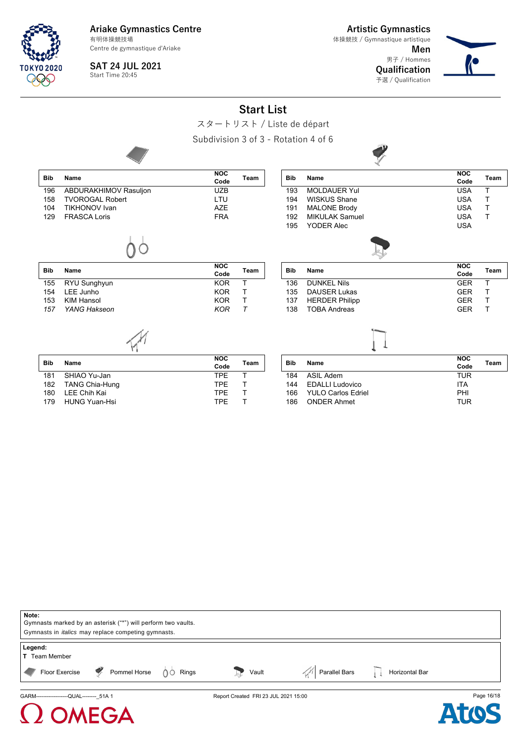Ariake Gymnastics Centre
有明体操競技場
Centre de gymnastique d'Ariake

SAT 24 JUL 2021
Start Time 20:45

Artistic Gymnastics
体操競技 / Gymnastique artistique
Men
男子 / Hommes
Qualification
予選 / Qualification

# Start List

スタートリスト / Liste de départ

Subdivision 3 of 3 - Rotation 4 of 6

**Floor Exercise**

| Bib | Name | NOC Code | Team |
|---|---|---|---|
| 196 | ABDURAKHIMOV Rasuljon | UZB | |
| 158 | TVOROGAL Robert | LTU | |
| 104 | TIKHONOV Ivan | AZE | |
| 129 | FRASCA Loris | FRA | |

**Pommel Horse**

| Bib | Name | NOC Code | Team |
|---|---|---|---|
| 193 | MOLDAUER Yul | USA | T |
| 194 | WISKUS Shane | USA | T |
| 191 | MALONE Brody | USA | T |
| 192 | MIKULAK Samuel | USA | T |
| 195 | YODER Alec | USA | |

**Rings**

| Bib | Name | NOC Code | Team |
|---|---|---|---|
| 155 | RYU Sunghyun | KOR | T |
| 154 | LEE Junho | KOR | T |
| 153 | KIM Hansol | KOR | T |
| *157* | *YANG Hakseon* | *KOR* | *T* |

**Vault**

| Bib | Name | NOC Code | Team |
|---|---|---|---|
| 136 | DUNKEL Nils | GER | T |
| 135 | DAUSER Lukas | GER | T |
| 137 | HERDER Philipp | GER | T |
| 138 | TOBA Andreas | GER | T |

**Parallel Bars**

| Bib | Name | NOC Code | Team |
|---|---|---|---|
| 181 | SHIAO Yu-Jan | TPE | T |
| 182 | TANG Chia-Hung | TPE | T |
| 180 | LEE Chih Kai | TPE | T |
| 179 | HUNG Yuan-Hsi | TPE | T |

**Horizontal Bar**

| Bib | Name | NOC Code | Team |
|---|---|---|---|
| 184 | ASIL Adem | TUR | |
| 144 | EDALLI Ludovico | ITA | |
| 166 | YULO Carlos Edriel | PHI | |
| 186 | ONDER Ahmet | TUR | |

**Note:**
Gymnasts marked by an asterisk ("*") will perform two vaults.
Gymnasts in *italics* may replace competing gymnasts.

**Legend:**
T Team Member

Floor Exercise · Pommel Horse · Rings · Vault · Parallel Bars · Horizontal Bar

GARM-------------------QUAL--------_51A 1 · Report Created FRI 23 JUL 2021 15:00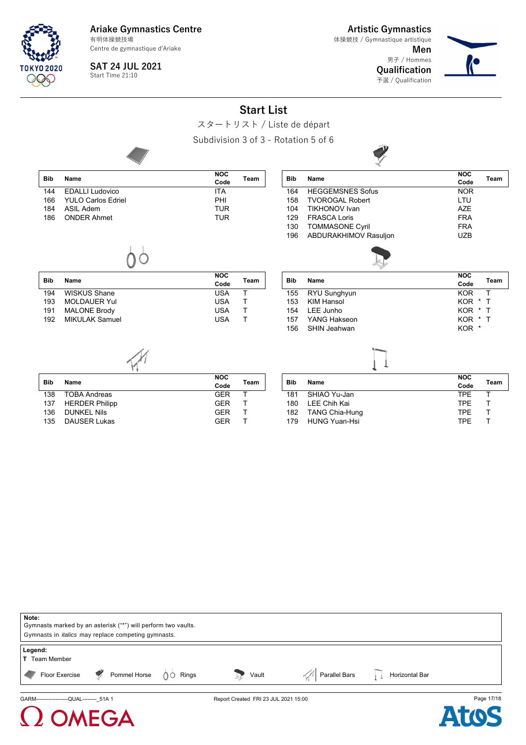Ariake Gymnastics Centre
有明体操競技場
Centre de gymnastique d'Ariake

SAT 24 JUL 2021
Start Time 21:10

Artistic Gymnastics
体操競技 / Gymnastique artistique
Men
男子 / Hommes
Qualification
予選 / Qualification

# Start List

スタートリスト / Liste de départ

Subdivision 3 of 3 - Rotation 5 of 6

**Floor Exercise**

| Bib | Name | NOC Code | Team |
|---|---|---|---|
| 144 | EDALLI Ludovico | ITA | |
| 166 | YULO Carlos Edriel | PHI | |
| 184 | ASIL Adem | TUR | |
| 186 | ONDER Ahmet | TUR | |

**Pommel Horse**

| Bib | Name | NOC Code | Team |
|---|---|---|---|
| 164 | HEGGEMSNES Sofus | NOR | |
| 158 | TVOROGAL Robert | LTU | |
| 104 | TIKHONOV Ivan | AZE | |
| 129 | FRASCA Loris | FRA | |
| 130 | TOMMASONE Cyril | FRA | |
| 196 | ABDURAKHIMOV Rasuljon | UZB | |

**Rings**

| Bib | Name | NOC Code | Team |
|---|---|---|---|
| 194 | WISKUS Shane | USA | T |
| 193 | MOLDAUER Yul | USA | T |
| 191 | MALONE Brody | USA | T |
| 192 | MIKULAK Samuel | USA | T |

**Vault**

| Bib | Name | NOC Code | Team |
|---|---|---|---|
| 155 | RYU Sunghyun | KOR | T |
| 153 | KIM Hansol | KOR * | T |
| 154 | LEE Junho | KOR * | T |
| 157 | YANG Hakseon | KOR * | T |
| 156 | SHIN Jeahwan | KOR * | |

**Parallel Bars**

| Bib | Name | NOC Code | Team |
|---|---|---|---|
| 138 | TOBA Andreas | GER | T |
| 137 | HERDER Philipp | GER | T |
| 136 | DUNKEL Nils | GER | T |
| 135 | DAUSER Lukas | GER | T |

**Horizontal Bar**

| Bib | Name | NOC Code | Team |
|---|---|---|---|
| 181 | SHIAO Yu-Jan | TPE | T |
| 180 | LEE Chih Kai | TPE | T |
| 182 | TANG Chia-Hung | TPE | T |
| 179 | HUNG Yuan-Hsi | TPE | T |

**Note:**
Gymnasts marked by an asterisk ("*") will perform two vaults.
Gymnasts in *italics* may replace competing gymnasts.

**Legend:**
**T** Team Member

Floor Exercise, Pommel Horse, Rings, Vault, Parallel Bars, Horizontal Bar

GARM-------------------QUAL--------_51A 1 Report Created FRI 23 JUL 2021 15:00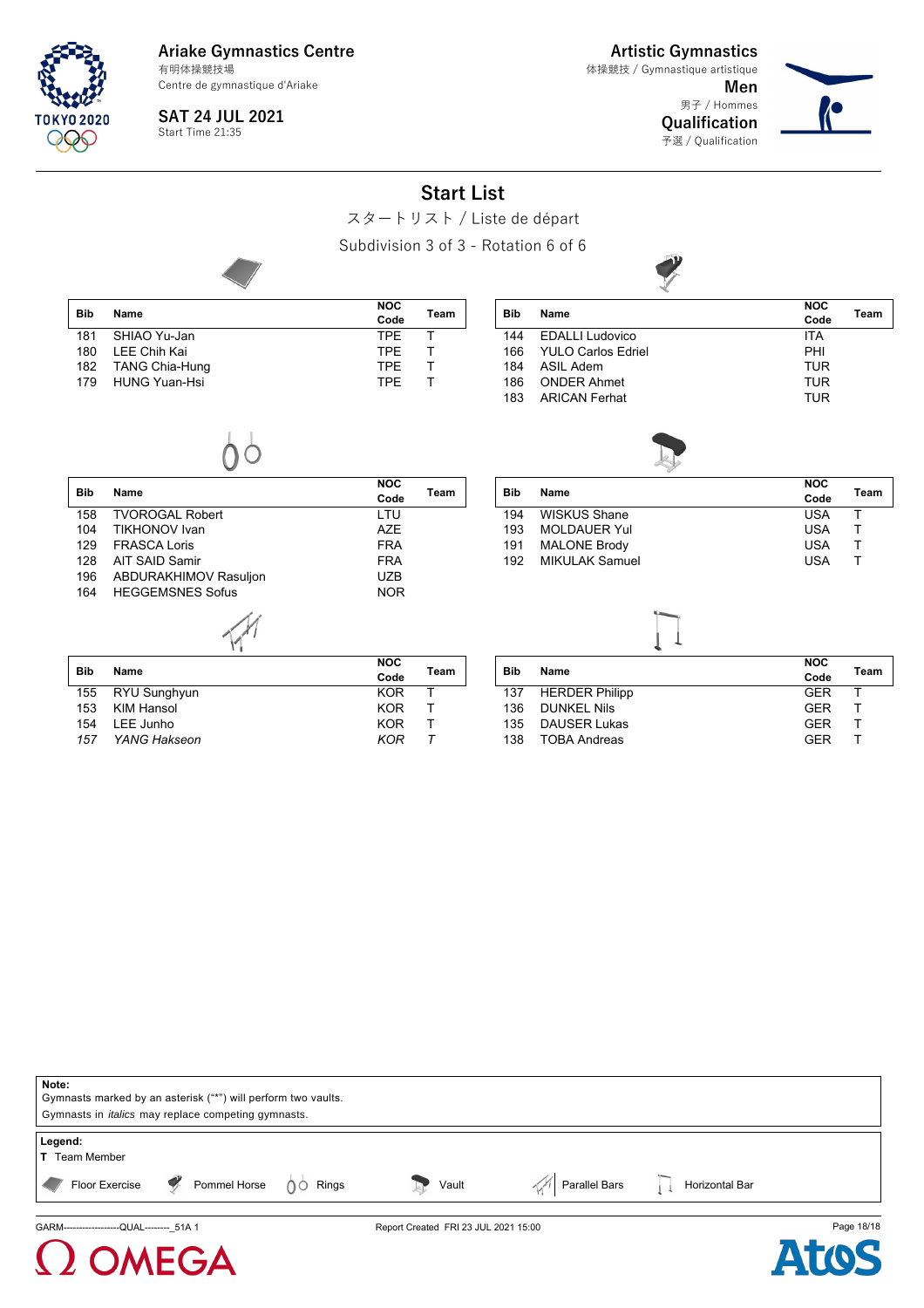Ariake Gymnastics Centre
有明体操競技場
Centre de gymnastique d'Ariake

**SAT 24 JUL 2021**
Start Time 21:35

**Artistic Gymnastics**
体操競技 / Gymnastique artistique
**Men**
男子 / Hommes
**Qualification**
予選 / Qualification

# Start List

スタートリスト / Liste de départ

Subdivision 3 of 3 - Rotation 6 of 6

**Floor Exercise**

| Bib | Name | NOC Code | Team |
|---|---|---|---|
| 181 | SHIAO Yu-Jan | TPE | T |
| 180 | LEE Chih Kai | TPE | T |
| 182 | TANG Chia-Hung | TPE | T |
| 179 | HUNG Yuan-Hsi | TPE | T |

**Pommel Horse**

| Bib | Name | NOC Code | Team |
|---|---|---|---|
| 144 | EDALLI Ludovico | ITA | |
| 166 | YULO Carlos Edriel | PHI | |
| 184 | ASIL Adem | TUR | |
| 186 | ONDER Ahmet | TUR | |
| 183 | ARICAN Ferhat | TUR | |

**Rings**

| Bib | Name | NOC Code | Team |
|---|---|---|---|
| 158 | TVOROGAL Robert | LTU | |
| 104 | TIKHONOV Ivan | AZE | |
| 129 | FRASCA Loris | FRA | |
| 128 | AIT SAID Samir | FRA | |
| 196 | ABDURAKHIMOV Rasuljon | UZB | |
| 164 | HEGGEMSNES Sofus | NOR | |

**Vault**

| Bib | Name | NOC Code | Team |
|---|---|---|---|
| 194 | WISKUS Shane | USA | T |
| 193 | MOLDAUER Yul | USA | T |
| 191 | MALONE Brody | USA | T |
| 192 | MIKULAK Samuel | USA | T |

**Parallel Bars**

| Bib | Name | NOC Code | Team |
|---|---|---|---|
| 155 | RYU Sunghyun | KOR | T |
| 153 | KIM Hansol | KOR | T |
| 154 | LEE Junho | KOR | T |
| *157* | *YANG Hakseon* | *KOR* | *T* |

**Horizontal Bar**

| Bib | Name | NOC Code | Team |
|---|---|---|---|
| 137 | HERDER Philipp | GER | T |
| 136 | DUNKEL Nils | GER | T |
| 135 | DAUSER Lukas | GER | T |
| 138 | TOBA Andreas | GER | T |

**Note:**
Gymnasts marked by an asterisk ("*") will perform two vaults.
Gymnasts in *italics* may replace competing gymnasts.

**Legend:**
**T** Team Member

Floor Exercise | Pommel Horse | Rings | Vault | Parallel Bars | Horizontal Bar

GARM-------------------QUAL--------_51A 1 Report Created FRI 23 JUL 2021 15:00